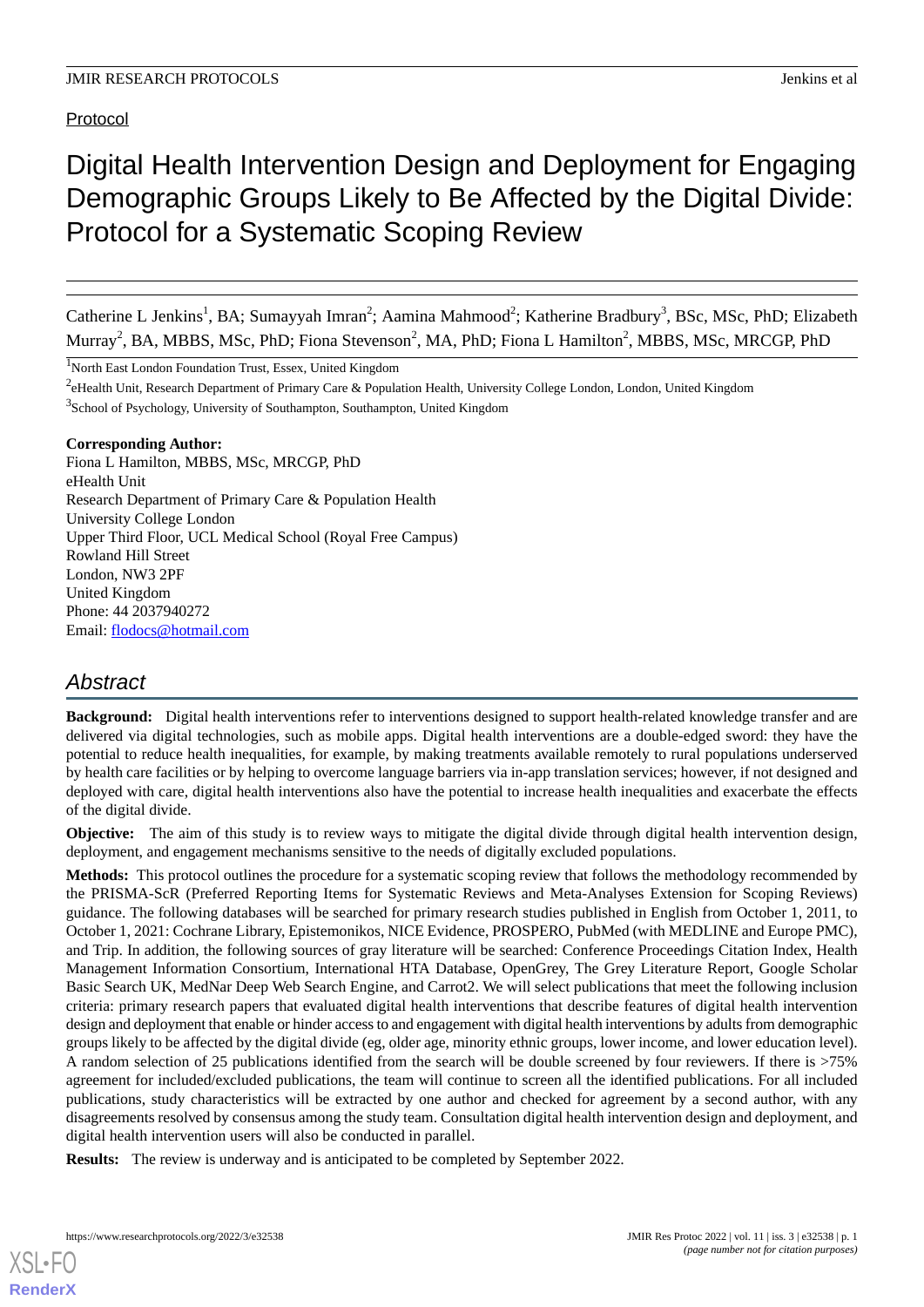Protocol

# Digital Health Intervention Design and Deployment for Engaging Demographic Groups Likely to Be Affected by the Digital Divide: Protocol for a Systematic Scoping Review

Catherine L Jenkins[1], BA; Sumayyah Imran[2]; Aamina Mahmood[2]; Katherine Bradbury[3], BSc, MSc, PhD; Elizabeth Murray[2], BA, MBBS, MSc, PhD; Fiona Stevenson[2], MA, PhD; Fiona L Hamilton[2], MBBS, MSc, MRCGP, PhD

[1]North East London Foundation Trust, Essex, United Kingdom

[2]eHealth Unit, Research Department of Primary Care & Population Health, University College London, London, United Kingdom

[3]School of Psychology, University of Southampton, Southampton, United Kingdom

**Corresponding Author:**
Fiona L Hamilton, MBBS, MSc, MRCGP, PhD
eHealth Unit
Research Department of Primary Care & Population Health
University College London
Upper Third Floor, UCL Medical School (Royal Free Campus)
Rowland Hill Street
London, NW3 2PF
United Kingdom
Phone: 44 2037940272
Email: flodocs@hotmail.com

## Abstract

**Background:** Digital health interventions refer to interventions designed to support health-related knowledge transfer and are delivered via digital technologies, such as mobile apps. Digital health interventions are a double-edged sword: they have the potential to reduce health inequalities, for example, by making treatments available remotely to rural populations underserved by health care facilities or by helping to overcome language barriers via in-app translation services; however, if not designed and deployed with care, digital health interventions also have the potential to increase health inequalities and exacerbate the effects of the digital divide.

**Objective:** The aim of this study is to review ways to mitigate the digital divide through digital health intervention design, deployment, and engagement mechanisms sensitive to the needs of digitally excluded populations.

**Methods:** This protocol outlines the procedure for a systematic scoping review that follows the methodology recommended by the PRISMA-ScR (Preferred Reporting Items for Systematic Reviews and Meta-Analyses Extension for Scoping Reviews) guidance. The following databases will be searched for primary research studies published in English from October 1, 2011, to October 1, 2021: Cochrane Library, Epistemonikos, NICE Evidence, PROSPERO, PubMed (with MEDLINE and Europe PMC), and Trip. In addition, the following sources of gray literature will be searched: Conference Proceedings Citation Index, Health Management Information Consortium, International HTA Database, OpenGrey, The Grey Literature Report, Google Scholar Basic Search UK, MedNar Deep Web Search Engine, and Carrot2. We will select publications that meet the following inclusion criteria: primary research papers that evaluated digital health interventions that describe features of digital health intervention design and deployment that enable or hinder access to and engagement with digital health interventions by adults from demographic groups likely to be affected by the digital divide (eg, older age, minority ethnic groups, lower income, and lower education level). A random selection of 25 publications identified from the search will be double screened by four reviewers. If there is >75% agreement for included/excluded publications, the team will continue to screen all the identified publications. For all included publications, study characteristics will be extracted by one author and checked for agreement by a second author, with any disagreements resolved by consensus among the study team. Consultation digital health intervention design and deployment, and digital health intervention users will also be conducted in parallel.

**Results:** The review is underway and is anticipated to be completed by September 2022.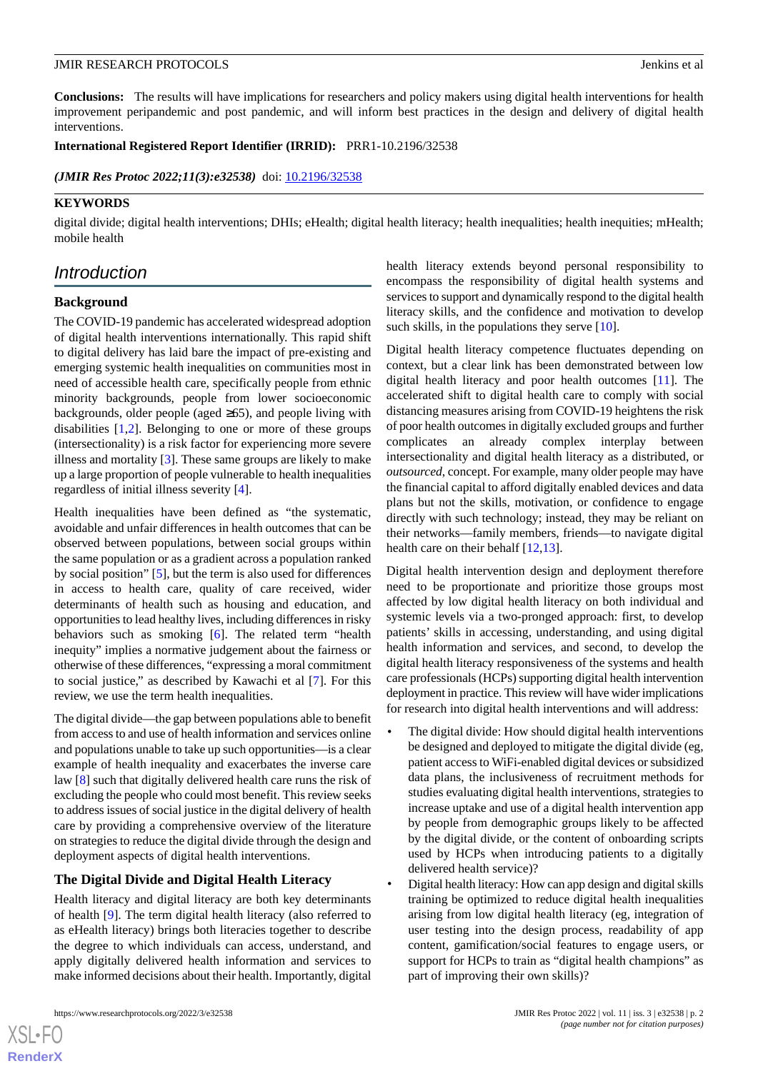**Conclusions:** The results will have implications for researchers and policy makers using digital health interventions for health improvement peripandemic and post pandemic, and will inform best practices in the design and delivery of digital health interventions.

**International Registered Report Identifier (IRRID):** PRR1-10.2196/32538

***(JMIR Res Protoc 2022;11(3):e32538)*** doi: 10.2196/32538

**KEYWORDS**

digital divide; digital health interventions; DHIs; eHealth; digital health literacy; health inequalities; health inequities; mHealth; mobile health

## *Introduction*

### Background

The COVID-19 pandemic has accelerated widespread adoption of digital health interventions internationally. This rapid shift to digital delivery has laid bare the impact of pre-existing and emerging systemic health inequalities on communities most in need of accessible health care, specifically people from ethnic minority backgrounds, people from lower socioeconomic backgrounds, older people (aged ≥65), and people living with disabilities [1,2]. Belonging to one or more of these groups (intersectionality) is a risk factor for experiencing more severe illness and mortality [3]. These same groups are likely to make up a large proportion of people vulnerable to health inequalities regardless of initial illness severity [4].

Health inequalities have been defined as "the systematic, avoidable and unfair differences in health outcomes that can be observed between populations, between social groups within the same population or as a gradient across a population ranked by social position" [5], but the term is also used for differences in access to health care, quality of care received, wider determinants of health such as housing and education, and opportunities to lead healthy lives, including differences in risky behaviors such as smoking [6]. The related term "health inequity" implies a normative judgement about the fairness or otherwise of these differences, "expressing a moral commitment to social justice," as described by Kawachi et al [7]. For this review, we use the term health inequalities.

The digital divide—the gap between populations able to benefit from access to and use of health information and services online and populations unable to take up such opportunities—is a clear example of health inequality and exacerbates the inverse care law [8] such that digitally delivered health care runs the risk of excluding the people who could most benefit. This review seeks to address issues of social justice in the digital delivery of health care by providing a comprehensive overview of the literature on strategies to reduce the digital divide through the design and deployment aspects of digital health interventions.

### The Digital Divide and Digital Health Literacy

Health literacy and digital literacy are both key determinants of health [9]. The term digital health literacy (also referred to as eHealth literacy) brings both literacies together to describe the degree to which individuals can access, understand, and apply digitally delivered health information and services to make informed decisions about their health. Importantly, digital health literacy extends beyond personal responsibility to encompass the responsibility of digital health systems and services to support and dynamically respond to the digital health literacy skills, and the confidence and motivation to develop such skills, in the populations they serve [10].

Digital health literacy competence fluctuates depending on context, but a clear link has been demonstrated between low digital health literacy and poor health outcomes [11]. The accelerated shift to digital health care to comply with social distancing measures arising from COVID-19 heightens the risk of poor health outcomes in digitally excluded groups and further complicates an already complex interplay between intersectionality and digital health literacy as a distributed, or *outsourced*, concept. For example, many older people may have the financial capital to afford digitally enabled devices and data plans but not the skills, motivation, or confidence to engage directly with such technology; instead, they may be reliant on their networks—family members, friends—to navigate digital health care on their behalf [12,13].

Digital health intervention design and deployment therefore need to be proportionate and prioritize those groups most affected by low digital health literacy on both individual and systemic levels via a two-pronged approach: first, to develop patients' skills in accessing, understanding, and using digital health information and services, and second, to develop the digital health literacy responsiveness of the systems and health care professionals (HCPs) supporting digital health intervention deployment in practice. This review will have wider implications for research into digital health interventions and will address:

- The digital divide: How should digital health interventions be designed and deployed to mitigate the digital divide (eg, patient access to WiFi-enabled digital devices or subsidized data plans, the inclusiveness of recruitment methods for studies evaluating digital health interventions, strategies to increase uptake and use of a digital health intervention app by people from demographic groups likely to be affected by the digital divide, or the content of onboarding scripts used by HCPs when introducing patients to a digitally delivered health service)?
- Digital health literacy: How can app design and digital skills training be optimized to reduce digital health inequalities arising from low digital health literacy (eg, integration of user testing into the design process, readability of app content, gamification/social features to engage users, or support for HCPs to train as "digital health champions" as part of improving their own skills)?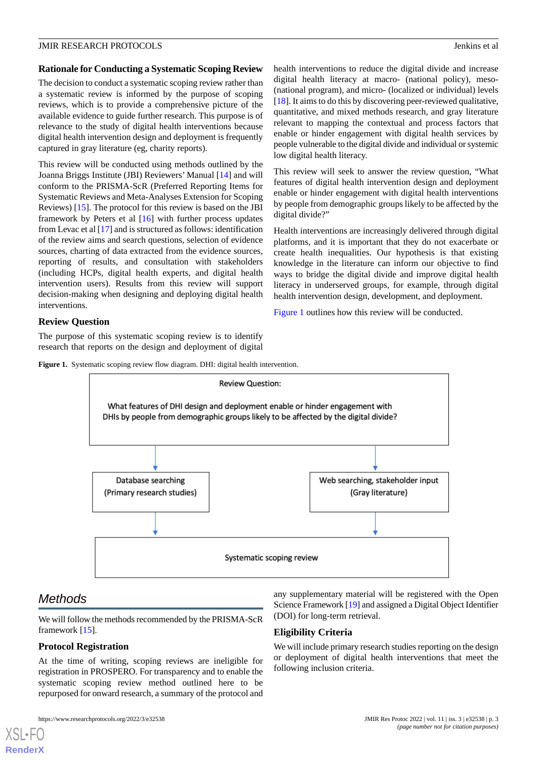### Rationale for Conducting a Systematic Scoping Review

The decision to conduct a systematic scoping review rather than a systematic review is informed by the purpose of scoping reviews, which is to provide a comprehensive picture of the available evidence to guide further research. This purpose is of relevance to the study of digital health interventions because digital health intervention design and deployment is frequently captured in gray literature (eg, charity reports).

This review will be conducted using methods outlined by the Joanna Briggs Institute (JBI) Reviewers' Manual [14] and will conform to the PRISMA-ScR (Preferred Reporting Items for Systematic Reviews and Meta-Analyses Extension for Scoping Reviews) [15]. The protocol for this review is based on the JBI framework by Peters et al [16] with further process updates from Levac et al [17] and is structured as follows: identification of the review aims and search questions, selection of evidence sources, charting of data extracted from the evidence sources, reporting of results, and consultation with stakeholders (including HCPs, digital health experts, and digital health intervention users). Results from this review will support decision-making when designing and deploying digital health interventions.

### Review Question

The purpose of this systematic scoping review is to identify research that reports on the design and deployment of digital health interventions to reduce the digital divide and increase digital health literacy at macro- (national policy), meso- (national program), and micro- (localized or individual) levels [18]. It aims to do this by discovering peer-reviewed qualitative, quantitative, and mixed methods research, and gray literature relevant to mapping the contextual and process factors that enable or hinder engagement with digital health services by people vulnerable to the digital divide and individual or systemic low digital health literacy.

This review will seek to answer the review question, "What features of digital health intervention design and deployment enable or hinder engagement with digital health interventions by people from demographic groups likely to be affected by the digital divide?"

Health interventions are increasingly delivered through digital platforms, and it is important that they do not exacerbate or create health inequalities. Our hypothesis is that existing knowledge in the literature can inform our objective to find ways to bridge the digital divide and improve digital health literacy in underserved groups, for example, through digital health intervention design, development, and deployment.

Figure 1 outlines how this review will be conducted.

**Figure 1.** Systematic scoping review flow diagram. DHI: digital health intervention.

Review Question:

What features of DHI design and deployment enable or hinder engagement with DHIs by people from demographic groups likely to be affected by the digital divide?

Database searching (Primary research studies)

Web searching, stakeholder input (Gray literature)

Systematic scoping review

## Methods

We will follow the methods recommended by the PRISMA-ScR framework [15].

### Protocol Registration

At the time of writing, scoping reviews are ineligible for registration in PROSPERO. For transparency and to enable the systematic scoping review method outlined here to be repurposed for onward research, a summary of the protocol and any supplementary material will be registered with the Open Science Framework [19] and assigned a Digital Object Identifier (DOI) for long-term retrieval.

### Eligibility Criteria

We will include primary research studies reporting on the design or deployment of digital health interventions that meet the following inclusion criteria.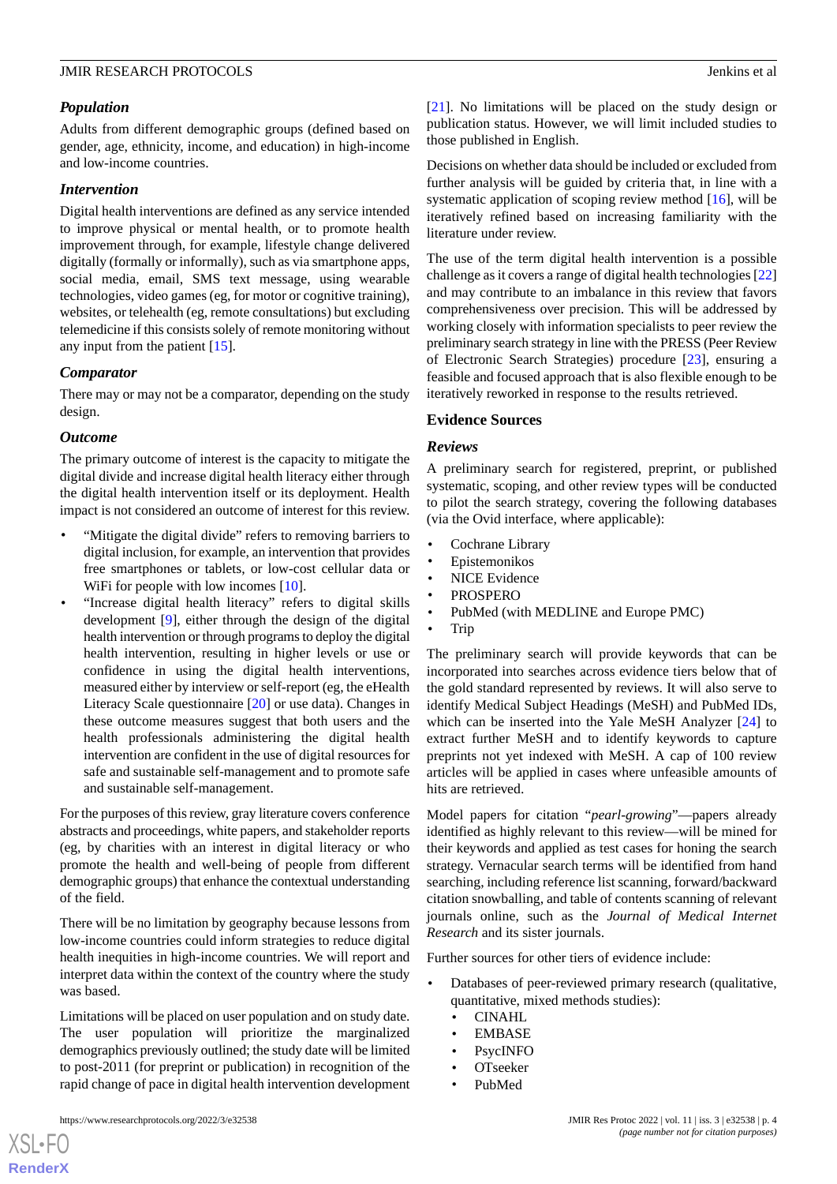### Population

Adults from different demographic groups (defined based on gender, age, ethnicity, income, and education) in high-income and low-income countries.

### Intervention

Digital health interventions are defined as any service intended to improve physical or mental health, or to promote health improvement through, for example, lifestyle change delivered digitally (formally or informally), such as via smartphone apps, social media, email, SMS text message, using wearable technologies, video games (eg, for motor or cognitive training), websites, or telehealth (eg, remote consultations) but excluding telemedicine if this consists solely of remote monitoring without any input from the patient [15].

### Comparator

There may or may not be a comparator, depending on the study design.

### Outcome

The primary outcome of interest is the capacity to mitigate the digital divide and increase digital health literacy either through the digital health intervention itself or its deployment. Health impact is not considered an outcome of interest for this review.

- "Mitigate the digital divide" refers to removing barriers to digital inclusion, for example, an intervention that provides free smartphones or tablets, or low-cost cellular data or WiFi for people with low incomes [10].
- "Increase digital health literacy" refers to digital skills development [9], either through the design of the digital health intervention or through programs to deploy the digital health intervention, resulting in higher levels or use or confidence in using the digital health interventions, measured either by interview or self-report (eg, the eHealth Literacy Scale questionnaire [20] or use data). Changes in these outcome measures suggest that both users and the health professionals administering the digital health intervention are confident in the use of digital resources for safe and sustainable self-management and to promote safe and sustainable self-management.

For the purposes of this review, gray literature covers conference abstracts and proceedings, white papers, and stakeholder reports (eg, by charities with an interest in digital literacy or who promote the health and well-being of people from different demographic groups) that enhance the contextual understanding of the field.

There will be no limitation by geography because lessons from low-income countries could inform strategies to reduce digital health inequities in high-income countries. We will report and interpret data within the context of the country where the study was based.

Limitations will be placed on user population and on study date. The user population will prioritize the marginalized demographics previously outlined; the study date will be limited to post-2011 (for preprint or publication) in recognition of the rapid change of pace in digital health intervention development [21]. No limitations will be placed on the study design or publication status. However, we will limit included studies to those published in English.

Decisions on whether data should be included or excluded from further analysis will be guided by criteria that, in line with a systematic application of scoping review method [16], will be iteratively refined based on increasing familiarity with the literature under review.

The use of the term digital health intervention is a possible challenge as it covers a range of digital health technologies [22] and may contribute to an imbalance in this review that favors comprehensiveness over precision. This will be addressed by working closely with information specialists to peer review the preliminary search strategy in line with the PRESS (Peer Review of Electronic Search Strategies) procedure [23], ensuring a feasible and focused approach that is also flexible enough to be iteratively reworked in response to the results retrieved.

## Evidence Sources

### Reviews

A preliminary search for registered, preprint, or published systematic, scoping, and other review types will be conducted to pilot the search strategy, covering the following databases (via the Ovid interface, where applicable):

- Cochrane Library
- Epistemonikos
- NICE Evidence
- PROSPERO
- PubMed (with MEDLINE and Europe PMC)
- Trip

The preliminary search will provide keywords that can be incorporated into searches across evidence tiers below that of the gold standard represented by reviews. It will also serve to identify Medical Subject Headings (MeSH) and PubMed IDs, which can be inserted into the Yale MeSH Analyzer [24] to extract further MeSH and to identify keywords to capture preprints not yet indexed with MeSH. A cap of 100 review articles will be applied in cases where unfeasible amounts of hits are retrieved.

Model papers for citation "*pearl-growing*"—papers already identified as highly relevant to this review—will be mined for their keywords and applied as test cases for honing the search strategy. Vernacular search terms will be identified from hand searching, including reference list scanning, forward/backward citation snowballing, and table of contents scanning of relevant journals online, such as the *Journal of Medical Internet Research* and its sister journals.

Further sources for other tiers of evidence include:

- Databases of peer-reviewed primary research (qualitative, quantitative, mixed methods studies):
  - CINAHL
  - EMBASE
  - PsycINFO
  - OTseeker
  - PubMed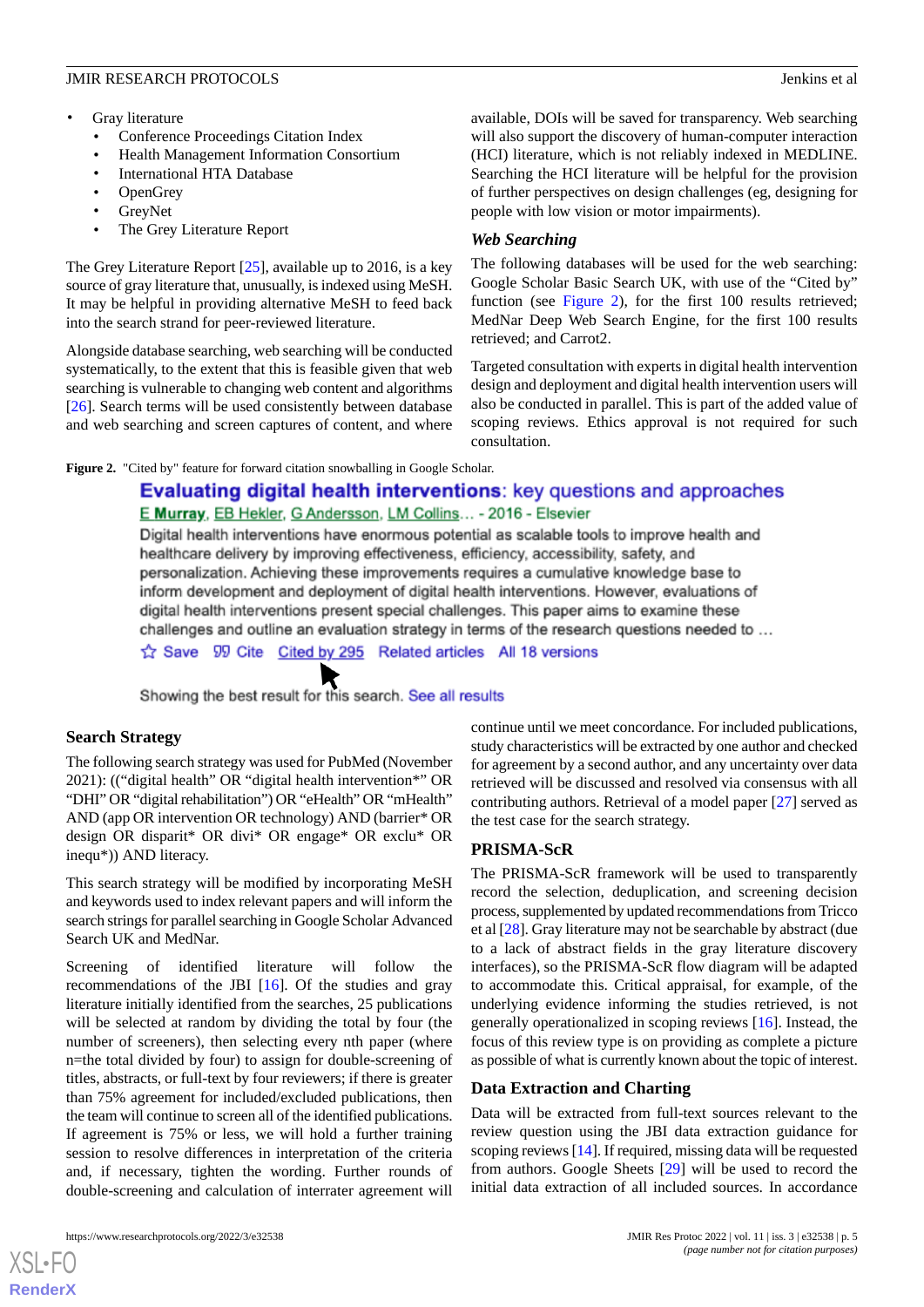- Gray literature
  - Conference Proceedings Citation Index
  - Health Management Information Consortium
  - International HTA Database
  - OpenGrey
  - GreyNet
  - The Grey Literature Report

The Grey Literature Report [25], available up to 2016, is a key source of gray literature that, unusually, is indexed using MeSH. It may be helpful in providing alternative MeSH to feed back into the search strand for peer-reviewed literature.

Alongside database searching, web searching will be conducted systematically, to the extent that this is feasible given that web searching is vulnerable to changing web content and algorithms [26]. Search terms will be used consistently between database and web searching and screen captures of content, and where available, DOIs will be saved for transparency. Web searching will also support the discovery of human-computer interaction (HCI) literature, which is not reliably indexed in MEDLINE. Searching the HCI literature will be helpful for the provision of further perspectives on design challenges (eg, designing for people with low vision or motor impairments).

### *Web Searching*

The following databases will be used for the web searching: Google Scholar Basic Search UK, with use of the "Cited by" function (see Figure 2), for the first 100 results retrieved; MedNar Deep Web Search Engine, for the first 100 results retrieved; and Carrot2.

Targeted consultation with experts in digital health intervention design and deployment and digital health intervention users will also be conducted in parallel. This is part of the added value of scoping reviews. Ethics approval is not required for such consultation.

**Figure 2.** "Cited by" feature for forward citation snowballing in Google Scholar.

## Search Strategy

The following search strategy was used for PubMed (November 2021): (("digital health" OR "digital health intervention*" OR "DHI" OR "digital rehabilitation") OR "eHealth" OR "mHealth" AND (app OR intervention OR technology) AND (barrier* OR design OR disparit* OR divi* OR engage* OR exclu* OR inequ*)) AND literacy.

This search strategy will be modified by incorporating MeSH and keywords used to index relevant papers and will inform the search strings for parallel searching in Google Scholar Advanced Search UK and MedNar.

Screening of identified literature will follow the recommendations of the JBI [16]. Of the studies and gray literature initially identified from the searches, 25 publications will be selected at random by dividing the total by four (the number of screeners), then selecting every nth paper (where n=the total divided by four) to assign for double-screening of titles, abstracts, or full-text by four reviewers; if there is greater than 75% agreement for included/excluded publications, then the team will continue to screen all of the identified publications. If agreement is 75% or less, we will hold a further training session to resolve differences in interpretation of the criteria and, if necessary, tighten the wording. Further rounds of double-screening and calculation of interrater agreement will continue until we meet concordance. For included publications, study characteristics will be extracted by one author and checked for agreement by a second author, and any uncertainty over data retrieved will be discussed and resolved via consensus with all contributing authors. Retrieval of a model paper [27] served as the test case for the search strategy.

## PRISMA-ScR

The PRISMA-ScR framework will be used to transparently record the selection, deduplication, and screening decision process, supplemented by updated recommendations from Tricco et al [28]. Gray literature may not be searchable by abstract (due to a lack of abstract fields in the gray literature discovery interfaces), so the PRISMA-ScR flow diagram will be adapted to accommodate this. Critical appraisal, for example, of the underlying evidence informing the studies retrieved, is not generally operationalized in scoping reviews [16]. Instead, the focus of this review type is on providing as complete a picture as possible of what is currently known about the topic of interest.

## Data Extraction and Charting

Data will be extracted from full-text sources relevant to the review question using the JBI data extraction guidance for scoping reviews [14]. If required, missing data will be requested from authors. Google Sheets [29] will be used to record the initial data extraction of all included sources. In accordance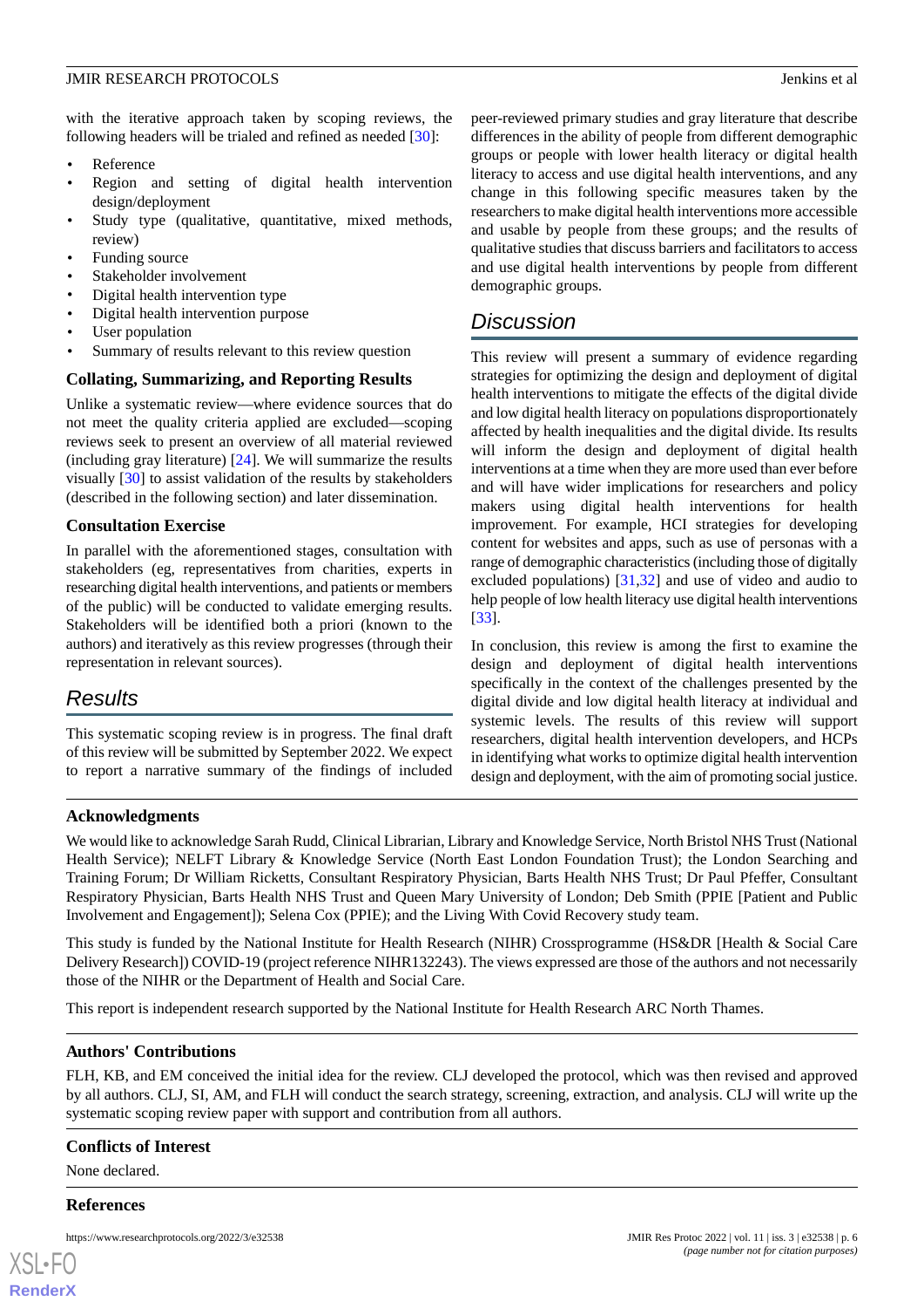with the iterative approach taken by scoping reviews, the following headers will be trialed and refined as needed [30]:

- Reference
- Region and setting of digital health intervention design/deployment
- Study type (qualitative, quantitative, mixed methods, review)
- Funding source
- Stakeholder involvement
- Digital health intervention type
- Digital health intervention purpose
- User population
- Summary of results relevant to this review question

### Collating, Summarizing, and Reporting Results

Unlike a systematic review—where evidence sources that do not meet the quality criteria applied are excluded—scoping reviews seek to present an overview of all material reviewed (including gray literature) [24]. We will summarize the results visually [30] to assist validation of the results by stakeholders (described in the following section) and later dissemination.

### Consultation Exercise

In parallel with the aforementioned stages, consultation with stakeholders (eg, representatives from charities, experts in researching digital health interventions, and patients or members of the public) will be conducted to validate emerging results. Stakeholders will be identified both a priori (known to the authors) and iteratively as this review progresses (through their representation in relevant sources).

## Results

This systematic scoping review is in progress. The final draft of this review will be submitted by September 2022. We expect to report a narrative summary of the findings of included peer-reviewed primary studies and gray literature that describe differences in the ability of people from different demographic groups or people with lower health literacy or digital health literacy to access and use digital health interventions, and any change in this following specific measures taken by the researchers to make digital health interventions more accessible and usable by people from these groups; and the results of qualitative studies that discuss barriers and facilitators to access and use digital health interventions by people from different demographic groups.

## Discussion

This review will present a summary of evidence regarding strategies for optimizing the design and deployment of digital health interventions to mitigate the effects of the digital divide and low digital health literacy on populations disproportionately affected by health inequalities and the digital divide. Its results will inform the design and deployment of digital health interventions at a time when they are more used than ever before and will have wider implications for researchers and policy makers using digital health interventions for health improvement. For example, HCI strategies for developing content for websites and apps, such as use of personas with a range of demographic characteristics (including those of digitally excluded populations) [31,32] and use of video and audio to help people of low health literacy use digital health interventions [33].

In conclusion, this review is among the first to examine the design and deployment of digital health interventions specifically in the context of the challenges presented by the digital divide and low digital health literacy at individual and systemic levels. The results of this review will support researchers, digital health intervention developers, and HCPs in identifying what works to optimize digital health intervention design and deployment, with the aim of promoting social justice.

### Acknowledgments

We would like to acknowledge Sarah Rudd, Clinical Librarian, Library and Knowledge Service, North Bristol NHS Trust (National Health Service); NELFT Library & Knowledge Service (North East London Foundation Trust); the London Searching and Training Forum; Dr William Ricketts, Consultant Respiratory Physician, Barts Health NHS Trust; Dr Paul Pfeffer, Consultant Respiratory Physician, Barts Health NHS Trust and Queen Mary University of London; Deb Smith (PPIE [Patient and Public Involvement and Engagement]); Selena Cox (PPIE); and the Living With Covid Recovery study team.

This study is funded by the National Institute for Health Research (NIHR) Crossprogramme (HS&DR [Health & Social Care Delivery Research]) COVID-19 (project reference NIHR132243). The views expressed are those of the authors and not necessarily those of the NIHR or the Department of Health and Social Care.

This report is independent research supported by the National Institute for Health Research ARC North Thames.

### Authors' Contributions

FLH, KB, and EM conceived the initial idea for the review. CLJ developed the protocol, which was then revised and approved by all authors. CLJ, SI, AM, and FLH will conduct the search strategy, screening, extraction, and analysis. CLJ will write up the systematic scoping review paper with support and contribution from all authors.

### Conflicts of Interest

None declared.

### References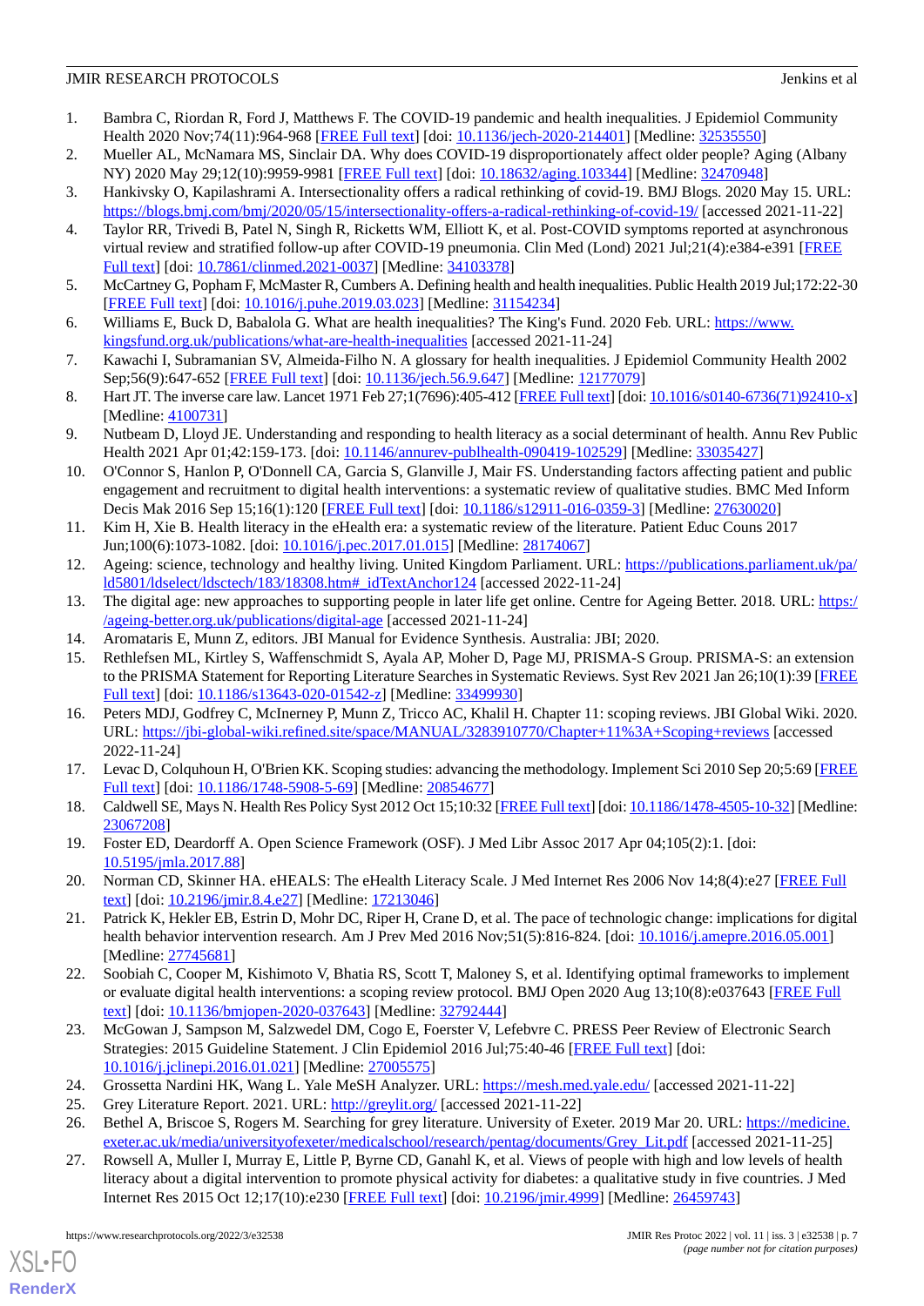1. Bambra C, Riordan R, Ford J, Matthews F. The COVID-19 pandemic and health inequalities. J Epidemiol Community Health 2020 Nov;74(11):964-968 [FREE Full text] [doi: 10.1136/jech-2020-214401] [Medline: 32535550]
2. Mueller AL, McNamara MS, Sinclair DA. Why does COVID-19 disproportionately affect older people? Aging (Albany NY) 2020 May 29;12(10):9959-9981 [FREE Full text] [doi: 10.18632/aging.103344] [Medline: 32470948]
3. Hankivsky O, Kapilashrami A. Intersectionality offers a radical rethinking of covid-19. BMJ Blogs. 2020 May 15. URL: https://blogs.bmj.com/bmj/2020/05/15/intersectionality-offers-a-radical-rethinking-of-covid-19/ [accessed 2021-11-22]
4. Taylor RR, Trivedi B, Patel N, Singh R, Ricketts WM, Elliott K, et al. Post-COVID symptoms reported at asynchronous virtual review and stratified follow-up after COVID-19 pneumonia. Clin Med (Lond) 2021 Jul;21(4):e384-e391 [FREE Full text] [doi: 10.7861/clinmed.2021-0037] [Medline: 34103378]
5. McCartney G, Popham F, McMaster R, Cumbers A. Defining health and health inequalities. Public Health 2019 Jul;172:22-30 [FREE Full text] [doi: 10.1016/j.puhe.2019.03.023] [Medline: 31154234]
6. Williams E, Buck D, Babalola G. What are health inequalities? The King's Fund. 2020 Feb. URL: https://www.kingsfund.org.uk/publications/what-are-health-inequalities [accessed 2021-11-24]
7. Kawachi I, Subramanian SV, Almeida-Filho N. A glossary for health inequalities. J Epidemiol Community Health 2002 Sep;56(9):647-652 [FREE Full text] [doi: 10.1136/jech.56.9.647] [Medline: 12177079]
8. Hart JT. The inverse care law. Lancet 1971 Feb 27;1(7696):405-412 [FREE Full text] [doi: 10.1016/s0140-6736(71)92410-x] [Medline: 4100731]
9. Nutbeam D, Lloyd JE. Understanding and responding to health literacy as a social determinant of health. Annu Rev Public Health 2021 Apr 01;42:159-173. [doi: 10.1146/annurev-publhealth-090419-102529] [Medline: 33035427]
10. O'Connor S, Hanlon P, O'Donnell CA, Garcia S, Glanville J, Mair FS. Understanding factors affecting patient and public engagement and recruitment to digital health interventions: a systematic review of qualitative studies. BMC Med Inform Decis Mak 2016 Sep 15;16(1):120 [FREE Full text] [doi: 10.1186/s12911-016-0359-3] [Medline: 27630020]
11. Kim H, Xie B. Health literacy in the eHealth era: a systematic review of the literature. Patient Educ Couns 2017 Jun;100(6):1073-1082. [doi: 10.1016/j.pec.2017.01.015] [Medline: 28174067]
12. Ageing: science, technology and healthy living. United Kingdom Parliament. URL: https://publications.parliament.uk/pa/ld5801/ldselect/ldsctech/183/18308.htm#_idTextAnchor124 [accessed 2022-11-24]
13. The digital age: new approaches to supporting people in later life get online. Centre for Ageing Better. 2018. URL: https://ageing-better.org.uk/publications/digital-age [accessed 2021-11-24]
14. Aromataris E, Munn Z, editors. JBI Manual for Evidence Synthesis. Australia: JBI; 2020.
15. Rethlefsen ML, Kirtley S, Waffenschmidt S, Ayala AP, Moher D, Page MJ, PRISMA-S Group. PRISMA-S: an extension to the PRISMA Statement for Reporting Literature Searches in Systematic Reviews. Syst Rev 2021 Jan 26;10(1):39 [FREE Full text] [doi: 10.1186/s13643-020-01542-z] [Medline: 33499930]
16. Peters MDJ, Godfrey C, McInerney P, Munn Z, Tricco AC, Khalil H. Chapter 11: scoping reviews. JBI Global Wiki. 2020. URL: https://jbi-global-wiki.refined.site/space/MANUAL/3283910770/Chapter+11%3A+Scoping+reviews [accessed 2022-11-24]
17. Levac D, Colquhoun H, O'Brien KK. Scoping studies: advancing the methodology. Implement Sci 2010 Sep 20;5:69 [FREE Full text] [doi: 10.1186/1748-5908-5-69] [Medline: 20854677]
18. Caldwell SE, Mays N. Health Res Policy Syst 2012 Oct 15;10:32 [FREE Full text] [doi: 10.1186/1478-4505-10-32] [Medline: 23067208]
19. Foster ED, Deardorff A. Open Science Framework (OSF). J Med Libr Assoc 2017 Apr 04;105(2):1. [doi: 10.5195/jmla.2017.88]
20. Norman CD, Skinner HA. eHEALS: The eHealth Literacy Scale. J Med Internet Res 2006 Nov 14;8(4):e27 [FREE Full text] [doi: 10.2196/jmir.8.4.e27] [Medline: 17213046]
21. Patrick K, Hekler EB, Estrin D, Mohr DC, Riper H, Crane D, et al. The pace of technologic change: implications for digital health behavior intervention research. Am J Prev Med 2016 Nov;51(5):816-824. [doi: 10.1016/j.amepre.2016.05.001] [Medline: 27745681]
22. Soobiah C, Cooper M, Kishimoto V, Bhatia RS, Scott T, Maloney S, et al. Identifying optimal frameworks to implement or evaluate digital health interventions: a scoping review protocol. BMJ Open 2020 Aug 13;10(8):e037643 [FREE Full text] [doi: 10.1136/bmjopen-2020-037643] [Medline: 32792444]
23. McGowan J, Sampson M, Salzwedel DM, Cogo E, Foerster V, Lefebvre C. PRESS Peer Review of Electronic Search Strategies: 2015 Guideline Statement. J Clin Epidemiol 2016 Jul;75:40-46 [FREE Full text] [doi: 10.1016/j.jclinepi.2016.01.021] [Medline: 27005575]
24. Grossetta Nardini HK, Wang L. Yale MeSH Analyzer. URL: https://mesh.med.yale.edu/ [accessed 2021-11-22]
25. Grey Literature Report. 2021. URL: http://greylit.org/ [accessed 2021-11-22]
26. Bethel A, Briscoe S, Rogers M. Searching for grey literature. University of Exeter. 2019 Mar 20. URL: https://medicine.exeter.ac.uk/media/universityofexeter/medicalschool/research/pentag/documents/Grey_Lit.pdf [accessed 2021-11-25]
27. Rowsell A, Muller I, Murray E, Little P, Byrne CD, Ganahl K, et al. Views of people with high and low levels of health literacy about a digital intervention to promote physical activity for diabetes: a qualitative study in five countries. J Med Internet Res 2015 Oct 12;17(10):e230 [FREE Full text] [doi: 10.2196/jmir.4999] [Medline: 26459743]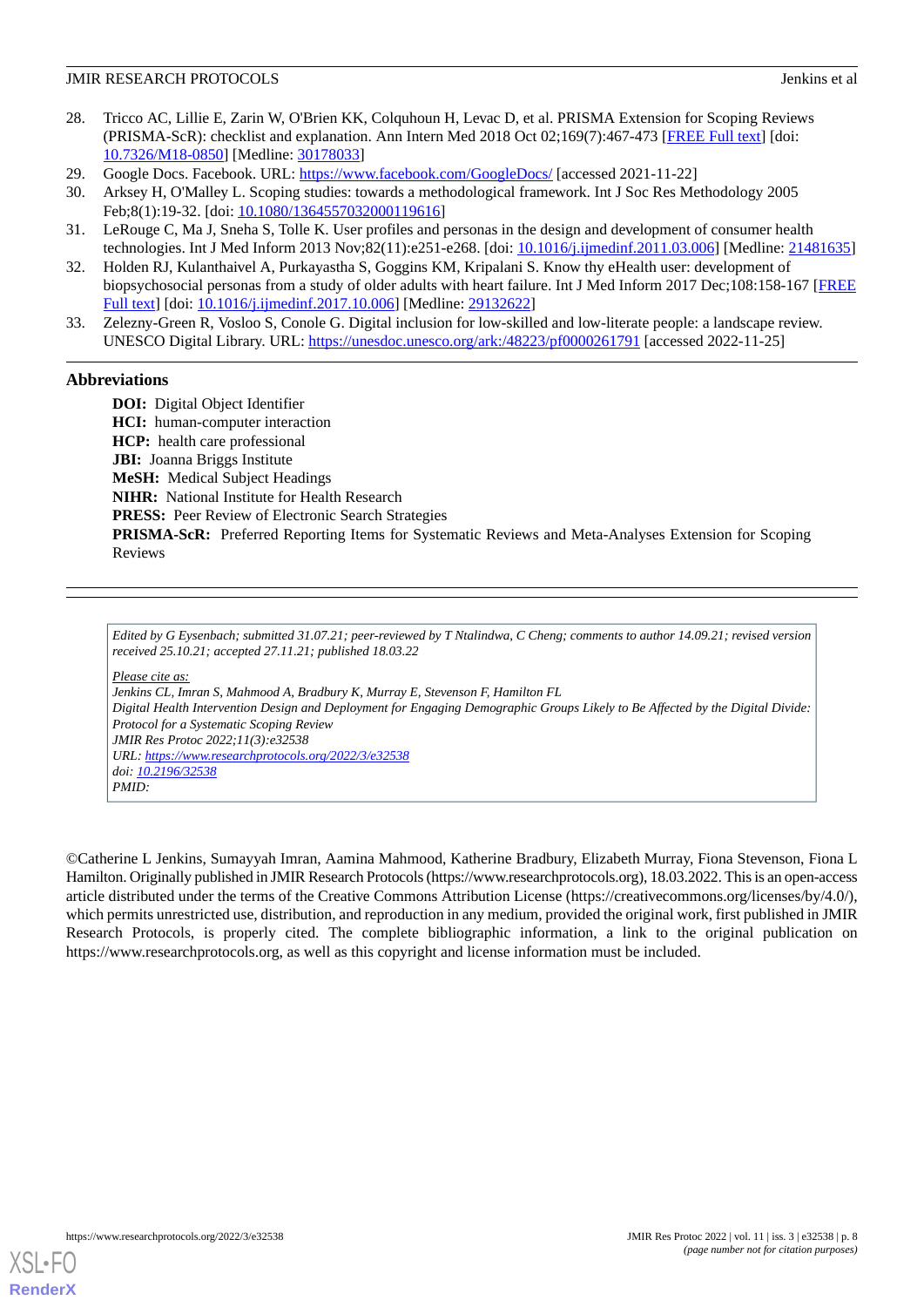28. Tricco AC, Lillie E, Zarin W, O'Brien KK, Colquhoun H, Levac D, et al. PRISMA Extension for Scoping Reviews (PRISMA-ScR): checklist and explanation. Ann Intern Med 2018 Oct 02;169(7):467-473 [FREE Full text] [doi: 10.7326/M18-0850] [Medline: 30178033]
29. Google Docs. Facebook. URL: https://www.facebook.com/GoogleDocs/ [accessed 2021-11-22]
30. Arksey H, O'Malley L. Scoping studies: towards a methodological framework. Int J Soc Res Methodology 2005 Feb;8(1):19-32. [doi: 10.1080/1364557032000119616]
31. LeRouge C, Ma J, Sneha S, Tolle K. User profiles and personas in the design and development of consumer health technologies. Int J Med Inform 2013 Nov;82(11):e251-e268. [doi: 10.1016/j.ijmedinf.2011.03.006] [Medline: 21481635]
32. Holden RJ, Kulanthaivel A, Purkayastha S, Goggins KM, Kripalani S. Know thy eHealth user: development of biopsychosocial personas from a study of older adults with heart failure. Int J Med Inform 2017 Dec;108:158-167 [FREE Full text] [doi: 10.1016/j.ijmedinf.2017.10.006] [Medline: 29132622]
33. Zelezny-Green R, Vosloo S, Conole G. Digital inclusion for low-skilled and low-literate people: a landscape review. UNESCO Digital Library. URL: https://unesdoc.unesco.org/ark:/48223/pf0000261791 [accessed 2022-11-25]

## Abbreviations

**DOI:** Digital Object Identifier
**HCI:** human-computer interaction
**HCP:** health care professional
**JBI:** Joanna Briggs Institute
**MeSH:** Medical Subject Headings
**NIHR:** National Institute for Health Research
**PRESS:** Peer Review of Electronic Search Strategies
**PRISMA-ScR:** Preferred Reporting Items for Systematic Reviews and Meta-Analyses Extension for Scoping Reviews

*Edited by G Eysenbach; submitted 31.07.21; peer-reviewed by T Ntalindwa, C Cheng; comments to author 14.09.21; revised version received 25.10.21; accepted 27.11.21; published 18.03.22*

*Please cite as:*
*Jenkins CL, Imran S, Mahmood A, Bradbury K, Murray E, Stevenson F, Hamilton FL*
*Digital Health Intervention Design and Deployment for Engaging Demographic Groups Likely to Be Affected by the Digital Divide: Protocol for a Systematic Scoping Review*
*JMIR Res Protoc 2022;11(3):e32538*
*URL: https://www.researchprotocols.org/2022/3/e32538*
*doi: 10.2196/32538*
*PMID:*

©Catherine L Jenkins, Sumayyah Imran, Aamina Mahmood, Katherine Bradbury, Elizabeth Murray, Fiona Stevenson, Fiona L Hamilton. Originally published in JMIR Research Protocols (https://www.researchprotocols.org), 18.03.2022. This is an open-access article distributed under the terms of the Creative Commons Attribution License (https://creativecommons.org/licenses/by/4.0/), which permits unrestricted use, distribution, and reproduction in any medium, provided the original work, first published in JMIR Research Protocols, is properly cited. The complete bibliographic information, a link to the original publication on https://www.researchprotocols.org, as well as this copyright and license information must be included.